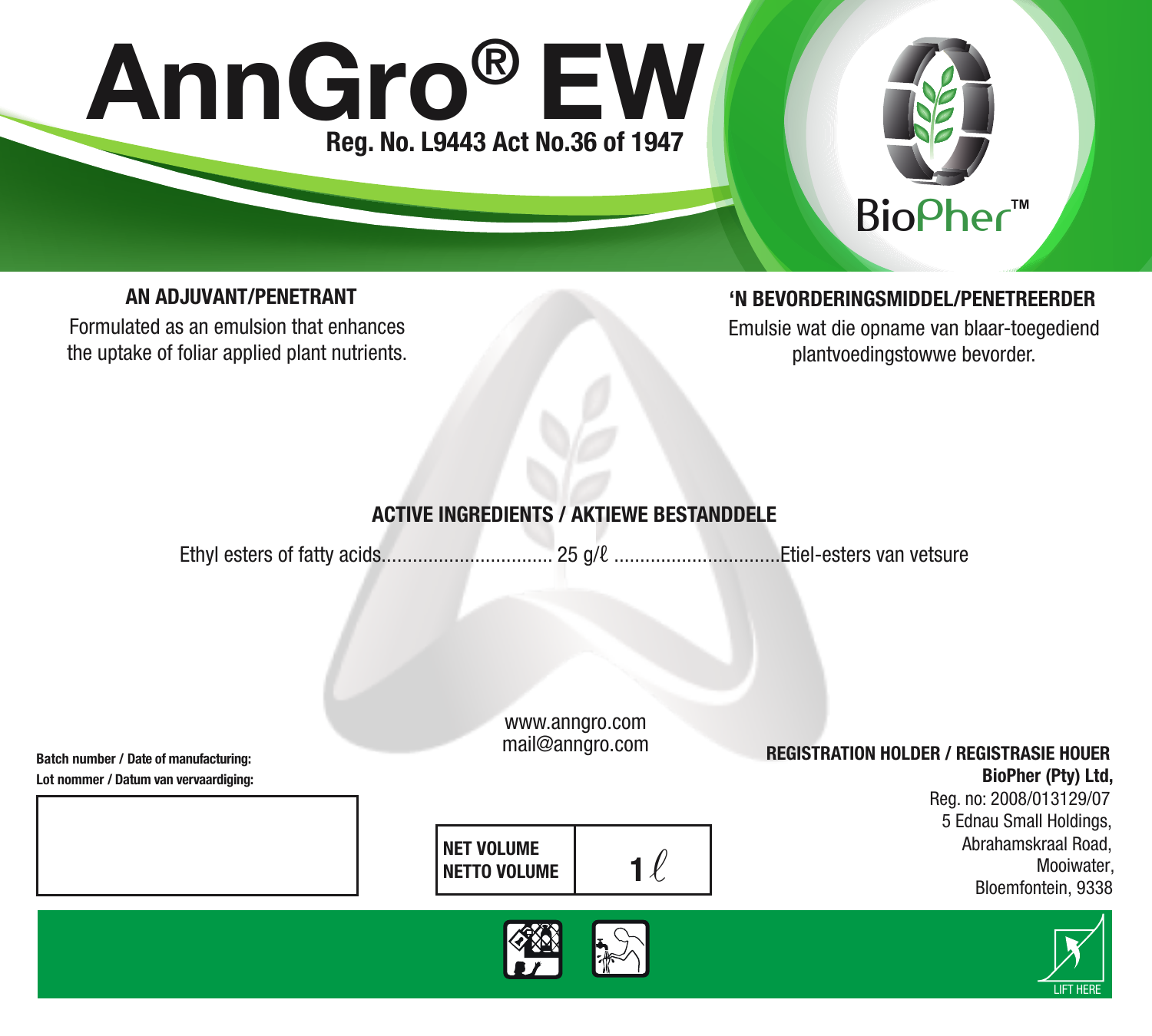# AnnGro® EW

**Reg. No. L9443 Act No.36 of 1947**

BioPher™

**AN ADJUVANT/PENETRANT**

Formulated as an emulsion that enhances the uptake of foliar applied plant nutrients.

**'N BEVORDERINGSMIDDEL/PENETREERDER**

Emulsie wat die opname van blaar-toegediend plantvoedingstowwe bevorder.

**ACTIVE INGREDIENTS / AKTIEWE BESTANDDELE**

Ethyl esters of fatty acids................................. 25 g/ℓ ................................Etiel-esters van vetsure

www.anngro.com
mail@anngro.com

**Batch number / Date of manufacturing:**
**Lot nommer / Datum van vervaardiging:**

| **NET VOLUME**<br>**NETTO VOLUME** | **1** ℓ |
|---|---|

**REGISTRATION HOLDER / REGISTRASIE HOUER**
**BioPher (Pty) Ltd,**
Reg. no: 2008/013129/07
5 Ednau Small Holdings,
Abrahamskraal Road,
Mooiwater,
Bloemfontein, 9338

LIFT HERE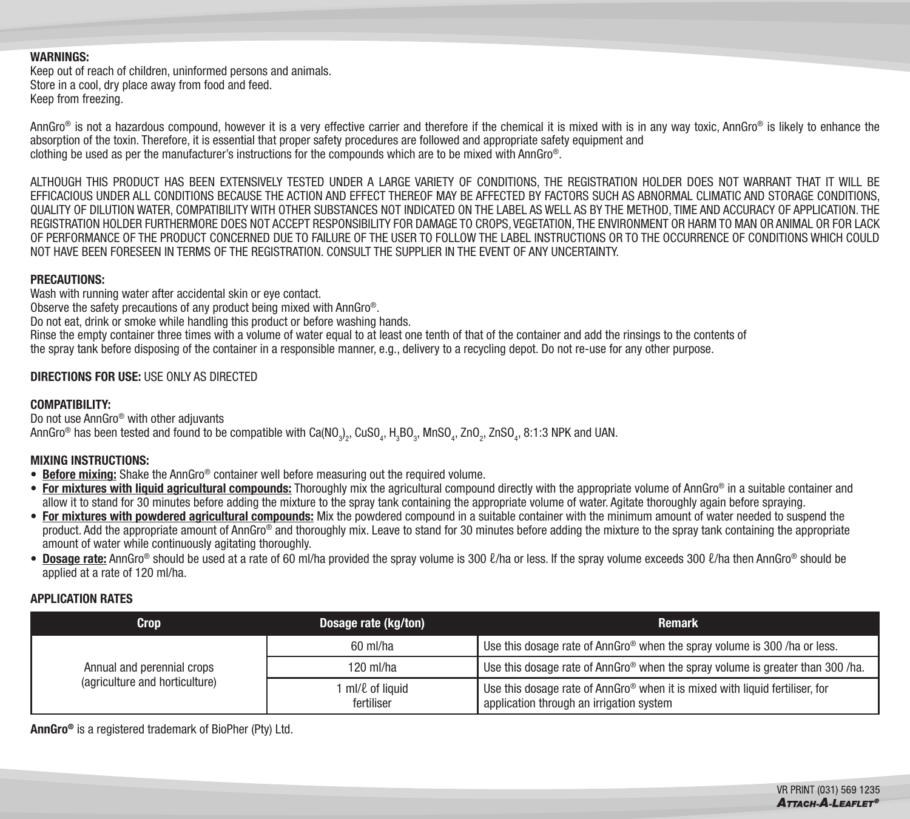**WARNINGS:**

Keep out of reach of children, uninformed persons and animals.
Store in a cool, dry place away from food and feed.
Keep from freezing.

AnnGro® is not a hazardous compound, however it is a very effective carrier and therefore if the chemical it is mixed with is in any way toxic, AnnGro® is likely to enhance the absorption of the toxin. Therefore, it is essential that proper safety procedures are followed and appropriate safety equipment and clothing be used as per the manufacturer's instructions for the compounds which are to be mixed with AnnGro®.

ALTHOUGH THIS PRODUCT HAS BEEN EXTENSIVELY TESTED UNDER A LARGE VARIETY OF CONDITIONS, THE REGISTRATION HOLDER DOES NOT WARRANT THAT IT WILL BE EFFICACIOUS UNDER ALL CONDITIONS BECAUSE THE ACTION AND EFFECT THEREOF MAY BE AFFECTED BY FACTORS SUCH AS ABNORMAL CLIMATIC AND STORAGE CONDITIONS, QUALITY OF DILUTION WATER, COMPATIBILITY WITH OTHER SUBSTANCES NOT INDICATED ON THE LABEL AS WELL AS BY THE METHOD, TIME AND ACCURACY OF APPLICATION. THE REGISTRATION HOLDER FURTHERMORE DOES NOT ACCEPT RESPONSIBILITY FOR DAMAGE TO CROPS, VEGETATION, THE ENVIRONMENT OR HARM TO MAN OR ANIMAL OR FOR LACK OF PERFORMANCE OF THE PRODUCT CONCERNED DUE TO FAILURE OF THE USER TO FOLLOW THE LABEL INSTRUCTIONS OR TO THE OCCURRENCE OF CONDITIONS WHICH COULD NOT HAVE BEEN FORESEEN IN TERMS OF THE REGISTRATION. CONSULT THE SUPPLIER IN THE EVENT OF ANY UNCERTAINTY.

**PRECAUTIONS:**

Wash with running water after accidental skin or eye contact.
Observe the safety precautions of any product being mixed with AnnGro®.
Do not eat, drink or smoke while handling this product or before washing hands.
Rinse the empty container three times with a volume of water equal to at least one tenth of that of the container and add the rinsings to the contents of the spray tank before disposing of the container in a responsible manner, e.g., delivery to a recycling depot. Do not re-use for any other purpose.

**DIRECTIONS FOR USE:** USE ONLY AS DIRECTED

**COMPATIBILITY:**

Do not use AnnGro® with other adjuvants
AnnGro® has been tested and found to be compatible with $Ca(NO_3)_2$, $CuSO_4$, $H_3BO_3$, $MnSO_4$, $ZnO_2$, $ZnSO_4$, 8:1:3 NPK and UAN.

**MIXING INSTRUCTIONS:**

- **Before mixing:** Shake the AnnGro® container well before measuring out the required volume.
- **For mixtures with liquid agricultural compounds:** Thoroughly mix the agricultural compound directly with the appropriate volume of AnnGro® in a suitable container and allow it to stand for 30 minutes before adding the mixture to the spray tank containing the appropriate volume of water. Agitate thoroughly again before spraying.
- **For mixtures with powdered agricultural compounds:** Mix the powdered compound in a suitable container with the minimum amount of water needed to suspend the product. Add the appropriate amount of AnnGro® and thoroughly mix. Leave to stand for 30 minutes before adding the mixture to the spray tank containing the appropriate amount of water while continuously agitating thoroughly.
- **Dosage rate:** AnnGro® should be used at a rate of 60 ml/ha provided the spray volume is 300 ℓ/ha or less. If the spray volume exceeds 300 ℓ/ha then AnnGro® should be applied at a rate of 120 ml/ha.

**APPLICATION RATES**

| Crop | Dosage rate (kg/ton) | Remark |
|---|---|---|
| Annual and perennial crops (agriculture and horticulture) | 60 ml/ha | Use this dosage rate of AnnGro® when the spray volume is 300 /ha or less. |
| | 120 ml/ha | Use this dosage rate of AnnGro® when the spray volume is greater than 300 /ha. |
| | 1 ml/ℓ of liquid fertiliser | Use this dosage rate of AnnGro® when it is mixed with liquid fertiliser, for application through an irrigation system |

**AnnGro®** is a registered trademark of BioPher (Pty) Ltd.

VR PRINT (031) 569 1235
*ATTACH-A-LEAFLET®*